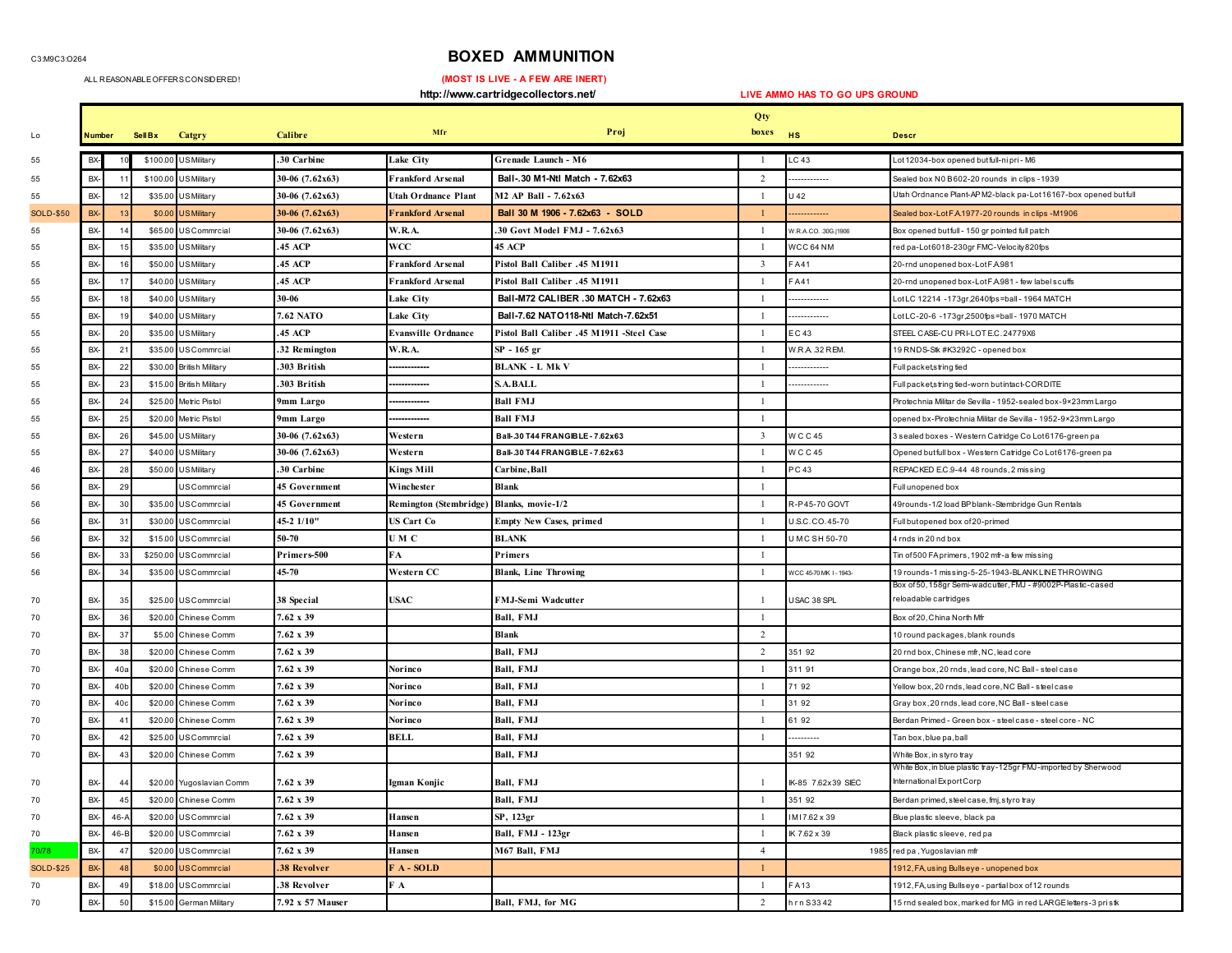C3:M9C3:O264

# BOXED AMMUNITION

ALL REASONABLE OFFERS CONSIDERED!

**(MOST IS LIVE - A FEW ARE INERT)**

**http://www.cartridgecollectors.net/**

**LIVE AMMO HAS TO GO UPS GROUND**

| Lo | Number | | Sell Bx | Catgry | Calibre | Mfr | Proj | Qty boxes | HS | Descr |
|---|---|---|---|---|---|---|---|---|---|---|
| 55 | BX- | 10 | $100.00 | US Military | .30 Carbine | Lake City | Grenade Launch - M6 | 1 | LC 43 | Lot 12034-box opened but full-ni pri - M6 |
| 55 | BX- | 11 | $100.00 | US Military | 30-06 (7.62x63) | Frankford Arsenal | Ball-.30 M1-Ntl Match - 7.62x63 | 2 | ------------- | Sealed box N0 B602-20 rounds in clips - 1939 |
| 55 | BX- | 12 | $35.00 | US Military | 30-06 (7.62x63) | Utah Ordnance Plant | M2 AP Ball - 7.62x63 | 1 | U 42 | Utah Ordnance Plant-AP M2-black pa-Lot 16167-box opened but full |
| SOLD-$50 | BX- | 13 | $0.00 | US Military | 30-06 (7.62x63) | Frankford Arsenal | Ball 30 M 1906 - 7.62x63 - SOLD | 1 | ------------- | Sealed box-Lot F.A.1977-20 rounds in clips - M1906 |
| 55 | BX- | 14 | $65.00 | US Commrcial | 30-06 (7.62x63) | W.R.A. | .30 Govt Model FMJ - 7.62x63 | 1 | W.R.A.CO. 30G.[1906 | Box opened but full - 150 gr pointed full patch |
| 55 | BX- | 15 | $35.00 | US Military | .45 ACP | WCC | 45 ACP | 1 | WCC 64 NM | red pa-Lot 6018-230gr FMC-Velocity 820fps |
| 55 | BX- | 16 | $50.00 | US Military | .45 ACP | Frankford Arsenal | Pistol Ball Caliber .45 M1911 | 3 | F A 41 | 20-rnd unopened box-Lot F.A.981 |
| 55 | BX- | 17 | $40.00 | US Military | .45 ACP | Frankford Arsenal | Pistol Ball Caliber .45 M1911 | 1 | F A 41 | 20-rnd unopened box-Lot F.A.981 - few label scuffs |
| 55 | BX- | 18 | $40.00 | US Military | 30-06 | Lake City | Ball-M72 CALIBER .30 MATCH - 7.62x63 | 1 | ------------- | Lot LC 12214 -173gr,2640fps=ball - 1964 MATCH |
| 55 | BX- | 19 | $40.00 | US Military | 7.62 NATO | Lake City | Ball-7.62 NATO118-Ntl Match-7.62x51 | 1 | ------------- | Lot LC-20-6 -173gr,2500fps=ball - 1970 MATCH |
| 55 | BX- | 20 | $35.00 | US Military | .45 ACP | Evansville Ordnance | Pistol Ball Caliber .45 M1911 -Steel Case | 1 | E C 43 | STEEL CASE-CU PRI-LOT E.C. 24779X6 |
| 55 | BX- | 21 | $35.00 | US Commrcial | .32 Remington | W.R.A. | SP - 165 gr | 1 | W.R.A .32 REM. | 19 RNDS-Stk #K3292C - opened box |
| 55 | BX- | 22 | $30.00 | British Military | .303 British | ------------- | BLANK - L Mk V | 1 | ------------- | Full packet,string tied |
| 55 | BX- | 23 | $15.00 | British Military | .303 British | ------------- | S.A.BALL | 1 | ------------- | Full packet,string tied-worn but intact-CORDITE |
| 55 | BX- | 24 | $25.00 | Metric Pistol | 9mm Largo | ------------- | Ball FMJ | 1 | | Pirotechnia Militar de Sevilla - 1952-sealed box-9×23mm Largo |
| 55 | BX- | 25 | $20.00 | Metric Pistol | 9mm Largo | ------------- | Ball FMJ | 1 | | opened bx-Pirotechnia Militar de Sevilla - 1952-9×23mm Largo |
| 55 | BX- | 26 | $45.00 | US Military | 30-06 (7.62x63) | Western | Ball-.30 T44 FRANGIBLE - 7.62x63 | 3 | W C C 45 | 3 sealed boxes - Western Catridge Co Lot 6176-green pa |
| 55 | BX- | 27 | $40.00 | US Military | 30-06 (7.62x63) | Western | Ball-.30 T44 FRANGIBLE - 7.62x63 | 1 | W C C 45 | Opened but full box - Western Catridge Co Lot 6176-green pa |
| 46 | BX- | 28 | $50.00 | US Military | .30 Carbine | Kings Mill | Carbine, Ball | 1 | P C 43 | REPACKED E.C.9-44 48 rounds, 2 missing |
| 56 | BX- | 29 | | US Commrcial | 45 Government | Winchester | Blank | 1 | | Full unopened box |
| 56 | BX- | 30 | $35.00 | US Commrcial | 45 Government | Remington (Stembridge) | Blanks, movie-1/2 | 1 | R-P 45-70 GOVT | 49rounds-1/2 load BP blank-Stembridge Gun Rentals |
| 56 | BX- | 31 | $30.00 | US Commrcial | 45-2 1/10" | US Cart Co | Empty New Cases, primed | 1 | U.S.C.CO. 45-70 | Full but opened box of 20-primed |
| 56 | BX- | 32 | $15.00 | US Commrcial | 50-70 | U M C | BLANK | 1 | U M C S H 50-70 | 4 rnds in 20 nd box |
| 56 | BX- | 33 | $250.00 | US Commrcial | Primers-500 | FA | Primers | 1 | | Tin of 500 FA primers, 1902 mfr - a few missing |
| 56 | BX- | 34 | $35.00 | US Commrcial | 45-70 | Western CC | Blank, Line Throwing | 1 | WCC 45-70 MK I - 1943- | 19 rounds-1 missing-5-25-1943-BLANK LINE THROWING |
| 70 | BX- | 35 | $25.00 | US Commrcial | 38 Special | USAC | FMJ-Semi Wadcutter | 1 | USAC 38 SPL | Box of 50, 158gr Semi-wadcutter, FMJ - #9002P-Plastic-cased reloadable cartridges |
| 70 | BX- | 36 | $20.00 | Chinese Comm | 7.62 x 39 | | Ball, FMJ | 1 | | Box of 20, China North Mfr |
| 70 | BX- | 37 | $5.00 | Chinese Comm | 7.62 x 39 | | Blank | 2 | | 10 round packages, blank rounds |
| 70 | BX- | 38 | $20.00 | Chinese Comm | 7.62 x 39 | | Ball, FMJ | 2 | 351 92 | 20 rnd box, Chinese mfr, NC, lead core |
| 70 | BX- | 40a | $20.00 | Chinese Comm | 7.62 x 39 | Norinco | Ball, FMJ | 1 | 311 91 | Orange box, 20 rnds, lead core, NC Ball - steel case |
| 70 | BX- | 40b | $20.00 | Chinese Comm | 7.62 x 39 | Norinco | Ball, FMJ | 1 | 71 92 | Yellow box, 20 rnds, lead core, NC Ball - steel case |
| 70 | BX- | 40c | $20.00 | Chinese Comm | 7.62 x 39 | Norinco | Ball, FMJ | 1 | 31 92 | Gray box, 20 rnds, lead core, NC Ball - steel case |
| 70 | BX- | 41 | $20.00 | Chinese Comm | 7.62 x 39 | Norinco | Ball, FMJ | 1 | 61 92 | Berdan Primed - Green box - steel case - steel core - NC |
| 70 | BX- | 42 | $25.00 | US Commrcial | 7.62 x 39 | BELL | Ball, FMJ | 1 | ---------- | Tan box, blue pa, ball |
| 70 | BX- | 43 | $20.00 | Chinese Comm | 7.62 x 39 | | Ball, FMJ | | 351 92 | White Box, in styro tray |
| 70 | BX- | 44 | $20.00 | Yugoslavian Comm | 7.62 x 39 | Igman Konjic | Ball, FMJ | 1 | IK-85 7.62x39 SEC | White Box, in blue plastic tray-125gr FMJ-imported by Sherwood International Export Corp |
| 70 | BX- | 45 | $20.00 | Chinese Comm | 7.62 x 39 | | Ball, FMJ | | 351 92 | Berdan primed, steel case, fmj, styro tray |
| 70 | BX- | 46-A | $20.00 | US Commrcial | 7.62 x 39 | Hansen | SP, 123gr | 1 | IMI 7.62 x 39 | Blue plastic sleeve, black pa |
| 70 | BX- | 46-B | $20.00 | US Commrcial | 7.62 x 39 | Hansen | Ball, FMJ - 123gr | 1 | IK 7.62 x 39 | Black plastic sleeve, red pa |
| 70/78 | BX- | 47 | $20.00 | US Commrcial | 7.62 x 39 | Hansen | M67 Ball, FMJ | 4 | 1985 | red pa , Yugoslavian mfr |
| SOLD-$25 | BX- | 48 | $0.00 | US Commrcial | .38 Revolver | F A - SOLD | | 1 | | 1912, FA, using Bullseye - unopened box |
| 70 | BX- | 49 | $18.00 | US Commrcial | .38 Revolver | F A | | 1 | F A 13 | 1912, FA, using Bullseye - partial box of 12 rounds |
| 70 | BX- | 50 | $15.00 | German Military | 7.92 x 57 Mauser | | Ball, FMJ, for MG | 2 | h r n S 33 42 | 15 rnd sealed box, marked for MG in red LARGE letters-3 pri stk |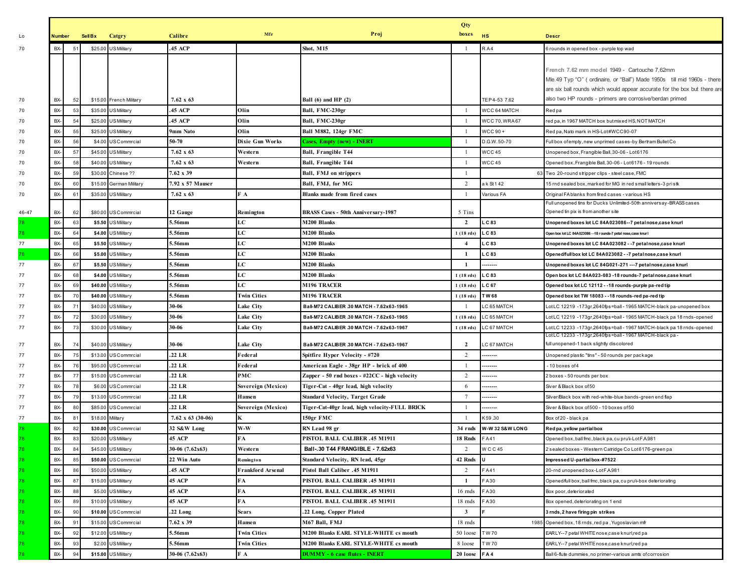| Lo | Number | | Sell Bx | Catgry | Calibre | Mfr | Proj | Qty boxes | HS | Descr |
|---|---|---|---|---|---|---|---|---|---|---|
| 70 | BX- | 51 | $25.00 | US Military | .45 ACP | | Shot, M15 | 1 | R A 4 | 6 rounds in opened box - purple top wad |
| 70 | BX- | 52 | $15.00 | French Military | 7.62 x 63 | | Ball (6) and HP (2) | | TEP 4-53 7.62 | French 7.62 mm model 1949 - Cartouche 7,62mm Mle.49 Typ "O" ( ordinaire, or "Ball") Made 1950s till mid 1960s - there are six ball rounds which would appear accurate for the box but there are also two HP rounds - primers are corrosive/berdan primed |
| 70 | BX- | 53 | $35.00 | US Military | .45 ACP | Olin | Ball, FMC-230gr | 1 | WCC 64 MATCH | Red pa |
| 70 | BX- | 54 | $25.00 | US Military | .45 ACP | Olin | Ball, FMC-230gr | 1 | WCC 70, WRA 67 | red pa, in 1967 MATCH box but mixed HS, NOT MATCH |
| 70 | BX- | 55 | $25.00 | US Military | 9mm Nato | Olin | Ball M882, 124gr FMC | 1 | WCC 90 + | Red pa, Nato mark in HS-Lot#WCC90-07 |
| 70 | BX- | 56 | $4.00 | US Commrcial | 50-70 | Dixie Gun Works | Cases, Empty (new) - INERT | 1 | D.G.W. 50-70 | Full box of empty, new unprimed cases-by Bertram Bullet Co |
| 70 | BX- | 57 | $45.00 | US Military | 7.62 x 63 | Western | Ball, Frangible T44 | 1 | WCC 45 | Unopened box, Frangible Ball, 30-06 - Lot 6176 |
| 70 | BX- | 58 | $40.00 | US Military | 7.62 x 63 | Western | Ball, Frangible T44 | 1 | WCC 45 | Opened box, Frangible Ball, 30-06 - Lot 6176 - 19 rounds |
| 70 | BX- | 59 | $30.00 | Chinese ?? | 7.62 x 39 | | Ball, FMJ on strippers | 1 | 63 | Two 20-round stripper clips - steel case, FMC |
| 70 | BX- | 60 | $15.00 | German Military | 7.92 x 57 Mauser | | Ball, FMJ, for MG | 2 | a k St 1 42 | 15 rnd sealed box, marked for MG in red small letters-3 pri stk |
| 70 | BX- | 61 | $35.00 | US Military | 7.62 x 63 | F A | Blanks made from fired cases | 1 | Various FA | Original FA blanks from fired cases - various HS |
| 46-47 | BX- | 62 | $80.00 | US Commrcial | 12 Gauge | Remington | BRASS Cases - 50th Anniversary-1987 | 5 Tins | | Full unopened tins for Ducks Unlimited-50th anniversay-BRASS cases Opened tin pix is from another site |
| 78 | BX- | 63 | $5.50 | US Military | 5.56mm | LC | M200 Blanks | 2 | L C 83 | Unopened boxes lot LC 84A023086--7 petal nose,case knurl |
| 78 | BX- | 64 | $4.00 | US Military | 5.56mm | LC | M200 Blanks | 1 (18 rds) | L C 83 | Open box lot LC 84A023086 --18 rounds-7 petal nose,case knurl |
| 77 | BX- | 65 | $5.50 | US Military | 5.56mm | LC | M200 Blanks | 4 | L C 83 | Unopened boxes lot LC 84A023082 - -7 petal nose,case knurl |
| 78 | BX- | 66 | $5.00 | US Military | 5.56mm | LC | M200 Blanks | 1 | L C 83 | Opened/full box lot LC 84A023082 - -7 petal nose,case knurl |
| 77 | BX- | 67 | $5.50 | US Military | 5.56mm | LC | M200 Blanks | 1 | -------- | Unopened boxes lot LC 84G021-271 ---7 petal nose,case knurl |
| 77 | BX- | 68 | $4.00 | US Military | 5.56mm | LC | M200 Blanks | 1 (18 rds) | L C 83 | Open box lot LC 84A023-083 -18 rounds-7 petal nose,case knurl |
| 77 | BX- | 69 | $40.00 | US Military | 5.56mm | LC | M196 TRACER | 1 (18 rds) | L C 67 | Opened box lot LC 12112 - -18 rounds-purple pa-red tip |
| 77 | BX- | 70 | $40.00 | US Military | 5.56mm | Twin Cities | M196 TRACER | 1 (18 rds) | T W 68 | Opened box lot TW 18083 - -18 rounds-red pa-red tip |
| 77 | BX- | 71 | $40.00 | US Military | 30-06 | Lake City | Ball-M72 CALIBER .30 MATCH - 7.62x63-1965 | 1 | LC 65 MATCH | Lot LC 12219 -173gr,2640fps=ball - 1965 MATCH-black pa-unopened box |
| 77 | BX- | 72 | $30.00 | US Military | 30-06 | Lake City | Ball-M72 CALIBER .30 MATCH - 7.62x63-1965 | 1 (18 rds) | LC 65 MATCH | Lot LC 12219 -173gr,2640fps=ball - 1965 MATCH-black pa 18 rnds-opened |
| 77 | BX- | 73 | $30.00 | US Military | 30-06 | Lake City | Ball-M72 CALIBER .30 MATCH - 7.62x63-1967 | 1 (18 rds) | LC 67 MATCH | Lot LC 12233 -173gr,2640fps=ball - 1967 MATCH-black pa 18 rnds-opened |
| 77 | BX- | 74 | $40.00 | US Military | 30-06 | Lake City | Ball-M72 CALIBER .30 MATCH - 7.62x63-1967 | 2 | LC 67 MATCH | Lot LC 12233 -173gr,2640fps=ball - 1967 MATCH-black pa - full unopened-1 back slightly discolored |
| 77 | BX- | 75 | $13.00 | US Commrcial | .22 LR | Federal | Spitfire Hyper Velocity - #720 | 2 | -------- | Unopened plastic "tins" - 50 rounds per package |
| 77 | BX- | 76 | $95.00 | US Commrcial | .22 LR | Federal | American Eagle - 38gr HP - brick of 400 | 1 | -------- | - 10 boxes of 4 |
| 77 | BX- | 77 | $15.00 | US Commrcial | .22 LR | PMC | Zapper - 50 rnd boxes - #22CC - high velocity | 2 | -------- | 2 boxes - 50 rounds per box |
| 77 | BX- | 78 | $6.00 | US Commrcial | .22 LR | Sovereign (Mexico) | Tiger-Cat - 40gr lead, high velocity | 6 | -------- | Siver & Black box of 50 |
| 77 | BX- | 79 | $13.00 | US Commrcial | .22 LR | Hansen | Standard Velocity, Target Grade | 7 | -------- | Silver/Black box with red-white-blue bands-green end flap |
| 77 | BX- | 80 | $85.00 | US Commrcial | .22 LR | Sovereign (Mexico) | Tiger-Cat-40gr lead, high velocity-FULL BRICK | 1 | -------- | Siver & Black box of 500 - 10 boxes of 50 |
| 77 | BX- | 81 | $18.00 | Military | 7.62 x 63 (30-06) | K | 150gr FMC | 1 | K59 30 | Box of 20 - black pa |
| 78 | BX- | 82 | $30.00 | US Commrcial | 32 S&W Long | W-W | RN Lead 98 gr | 34 rnds | W-W 32 S&W LONG | Red pa, yellow partial box |
| 78 | BX- | 83 | $20.00 | US Military | 45 ACP | FA | PISTOL BALL CALIBER .45 M1911 | 18 Rnds | F A 41 | Opened box, ball fmc, black pa, cu pru/i-Lot F.A.981 |
| 78 | BX- | 84 | $45.00 | US Military | 30-06 (7.62x63) | Western | Ball-.30 T44 FRANGIBLE - 7.62x63 | 2 | W C C 45 | 2 sealed boxes - Western Catridge Co Lot 6176-green pa |
| 78 | BX- | 85 | $50.00 | US Commrcial | 22 Win Auto | Remington | Standard Velocity, RN lead, 45gr | 42 Rnds | U | Impressed U-partial box-#7522 |
| 78 | BX- | 86 | $50.00 | US Military | .45 ACP | Frankford Arsenal | Pistol Ball Caliber .45 M1911 | 2 | F A 41 | 20-rnd unopened box-Lot F.A.981 |
| 78 | BX- | 87 | $15.00 | US Military | 45 ACP | FA | PISTOL BALL CALIBER .45 M1911 | 1 | F A 30 | Opened/full box, ball fmc, black pa, cu pru/i-box deteriorating |
| 78 | BX- | 88 | $5.00 | US Military | 45 ACP | FA | PISTOL BALL CALIBER .45 M1911 | 16 rnds | F A 30 | Box poor, deteriorated |
| 78 | BX- | 89 | $10.00 | US Military | 45 ACP | FA | PISTOL BALL CALIBER .45 M1911 | 18 rnds | F A 30 | Box opened, deteriorating on 1 end |
| 78 | BX- | 90 | $10.00 | US Commrcial | .22 Long | Sears | .22 Long, Copper Plated | 3 | F | 3 rnds, 2 have firing pin strikes |
| 78 | BX- | 91 | $15.00 | US Commrcial | 7.62 x 39 | Hansen | M67 Ball, FMJ | 18 rnds | 1985 | Opened box, 18 rnds, red pa , Yugoslavian mfr |
| 78 | BX- | 92 | $12.00 | US Military | 5.56mm | Twin Cities | M200 Blanks EARL STYLE-WHITE cs mouth | 50 loose | T W 70 | EARLY--7 petal WHITE nose,case knurl,red pa |
| 78 | BX- | 93 | $2.00 | US Military | 5.56mm | Twin Cities | M200 Blanks EARL STYLE-WHITE cs mouth | 8 loose | T W 70 | EARLY--7 petal WHITE nose,case knurl,red pa |
| 78 | BX- | 94 | $15.00 | US Military | 30-06 (7.62x63) | F A | DUMMY - 6 case flutes - INERT | 20 loose | F A 4 | Ball 6-flute dummies, no primer-various amts of corrosion |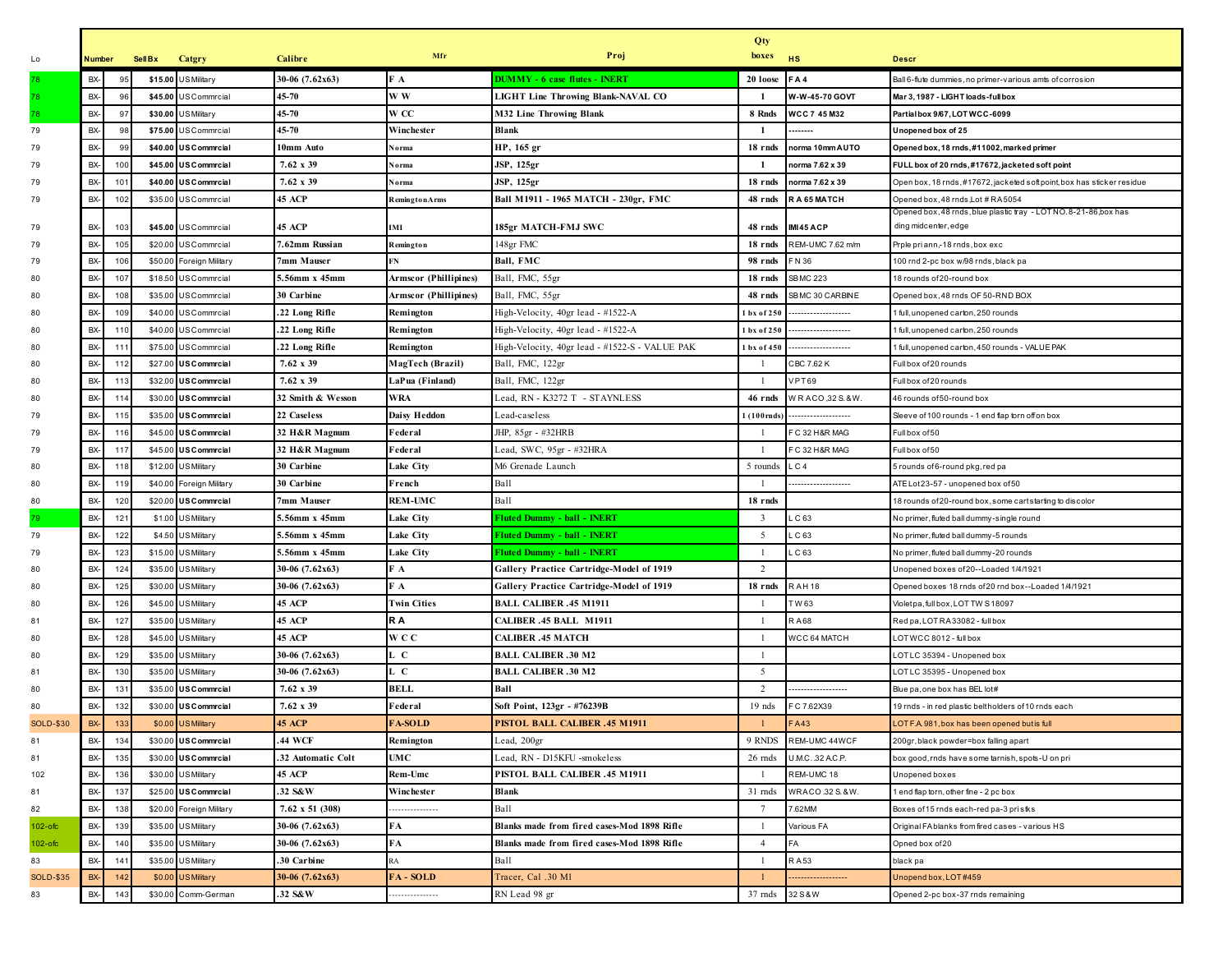| Lo | Number | | Sell Bx | Catgry | Calibre | Mfr | Proj | Qty boxes | HS | Descr |
|---|---|---|---|---|---|---|---|---|---|---|
| 78 | BX- | 95 | $15.00 | US Military | 30-06 (7.62x63) | F A | DUMMY - 6 case flutes - INERT | 20 loose | F A 4 | Ball 6-flute dummies, no primer-various amts of corrosion |
| 78 | BX- | 96 | $45.00 | US Commrcial | 45-70 | W W | LIGHT Line Throwing Blank-NAVAL CO | 1 | W-W-45-70 GOVT | Mar 3, 1987 - LIGHT loads-full box |
| 78 | BX- | 97 | $30.00 | US Military | 45-70 | W CC | M32 Line Throwing Blank | 8 Rnds | WCC 7 45 M32 | Partial box 9/67, LOT WCC-6099 |
| 79 | BX- | 98 | $75.00 | US Commrcial | 45-70 | Winchester | Blank | 1 | -------- | Unopened box of 25 |
| 79 | BX- | 99 | $40.00 | US Commrcial | 10mm Auto | Norma | HP, 165 gr | 18 rnds | norma 10mm AUTO | Opened box, 18 rnds, #11002, marked primer |
| 79 | BX- | 100 | $45.00 | US Commrcial | 7.62 x 39 | Norma | JSP, 125gr | 1 | norma 7.62 x 39 | FULL box of 20 rnds, #17672, jacketed soft point |
| 79 | BX- | 101 | $40.00 | US Commrcial | 7.62 x 39 | Norma | JSP, 125gr | 18 rnds | norma 7.62 x 39 | Open box, 18 rnds, #17672, jacketed soft point, box has sticker residue |
| 79 | BX- | 102 | $35.00 | US Commrcial | 45 ACP | Remington Arms | Ball M1911 - 1965 MATCH - 230gr, FMC | 48 rnds | R A 65 MATCH | Opened box, 48 rnds, Lot # RA5054 |
| 79 | BX- | 103 | $45.00 | US Commrcial | 45 ACP | IMI | 185gr MATCH-FMJ SWC | 48 rnds | IMI 45 ACP | Opened box, 48 rnds, blue plastic tray - LOT NO. 8-21-86, box has ding midcenter, edge |
| 79 | BX- | 105 | $20.00 | US Commrcial | 7.62mm Russian | Remington | 148gr FMC | 18 rnds | REM-UMC 7.62 m/m | Prple pri ann,-18 rnds, box exc |
| 79 | BX- | 106 | $50.00 | Foreign Military | 7mm Mauser | FN | Ball, FMC | 98 rnds | F N 36 | 100 rnd 2-pc box w/98 rnds, black pa |
| 80 | BX- | 107 | $18.50 | US Commrcial | 5.56mm x 45mm | Armscor (Phillipines) | Ball, FMC, 55gr | 18 rnds | SBMC 223 | 18 rounds of 20-round box |
| 80 | BX- | 108 | $35.00 | US Commrcial | 30 Carbine | Armscor (Phillipines) | Ball, FMC, 55gr | 48 rnds | SBMC 30 CARBINE | Opened box, 48 rnds OF 50-RND BOX |
| 80 | BX- | 109 | $40.00 | US Commrcial | .22 Long Rifle | Remington | High-Velocity, 40gr lead - #1522-A | 1 bx of 250 | ------------------- | 1 full, unopened carton, 250 rounds |
| 80 | BX- | 110 | $40.00 | US Commrcial | .22 Long Rifle | Remington | High-Velocity, 40gr lead - #1522-A | 1 bx of 250 | ------------------- | 1 full, unopened carton, 250 rounds |
| 80 | BX- | 111 | $75.00 | US Commrcial | .22 Long Rifle | Remington | High-Velocity, 40gr lead - #1522-S - VALUE PAK | 1 bx of 450 | ------------------- | 1 full, unopened carton, 450 rounds - VALUE PAK |
| 80 | BX- | 112 | $27.00 | US Commrcial | 7.62 x 39 | MagTech (Brazil) | Ball, FMC, 122gr | 1 | CBC 7.62 K | Full box of 20 rounds |
| 80 | BX- | 113 | $32.00 | US Commrcial | 7.62 x 39 | LaPua (Finland) | Ball, FMC, 122gr | 1 | VPT 69 | Full box of 20 rounds |
| 80 | BX- | 114 | $30.00 | US Commrcial | 32 Smith & Wesson | WRA | Lead, RN - K3272 T - STAYNLESS | 46 rnds | W R A CO ,32 S.&W. | 46 rounds of 50-round box |
| 79 | BX- | 115 | $35.00 | US Commrcial | 22 Caseless | Daisy Heddon | Lead-caseless | 1 (100 rnds) | ------------------- | Sleeve of 100 rounds - 1 end flap torn off on box |
| 79 | BX- | 116 | $45.00 | US Commrcial | 32 H&R Magnum | Federal | JHP, 85gr - #32HRB | 1 | F C 32 H&R MAG | Full box of 50 |
| 79 | BX- | 117 | $45.00 | US Commrcial | 32 H&R Magnum | Federal | Lead, SWC, 95gr - #32HRA | 1 | F C 32 H&R MAG | Full box of 50 |
| 80 | BX- | 118 | $12.00 | US Military | 30 Carbine | Lake City | M6 Grenade Launch | 5 rounds | L C 4 | 5 rounds of 6-round pkg, red pa |
| 80 | BX- | 119 | $40.00 | Foreign Military | 30 Carbine | French | Ball | 1 | ------------------- | ATE Lot 23-57 - unopened box of 50 |
| 80 | BX- | 120 | $20.00 | US Commrcial | 7mm Mauser | REM-UMC | Ball | 18 rnds | | 18 rounds of 20-round box, some cart starting to discolor |
| 79 | BX- | 121 | $1.00 | US Military | 5.56mm x 45mm | Lake City | Fluted Dummy - ball - INERT | 3 | L C 63 | No primer, fluted ball dummy-single round |
| 79 | BX- | 122 | $4.50 | US Military | 5.56mm x 45mm | Lake City | Fluted Dummy - ball - INERT | 5 | L C 63 | No primer, fluted ball dummy-5 rounds |
| 79 | BX- | 123 | $15.00 | US Military | 5.56mm x 45mm | Lake City | Fluted Dummy - ball - INERT | 1 | L C 63 | No primer, fluted ball dummy-20 rounds |
| 80 | BX- | 124 | $35.00 | US Military | 30-06 (7.62x63) | F A | Gallery Practice Cartridge-Model of 1919 | 2 | | Unopened boxes of 20--Loaded 1/4/1921 |
| 80 | BX- | 125 | $30.00 | US Military | 30-06 (7.62x63) | F A | Gallery Practice Cartridge-Model of 1919 | 18 rnds | R A H 18 | Opened boxes 18 rnds of 20 rnd box--Loaded 1/4/1921 |
| 80 | BX- | 126 | $45.00 | US Military | 45 ACP | Twin Cities | BALL CALIBER .45 M1911 | 1 | T W 63 | Violet pa, full box, LOT TW S 18097 |
| 81 | BX- | 127 | $35.00 | US Military | 45 ACP | R A | CALIBER .45 BALL M1911 | 1 | R A 68 | Red pa, LOT RA 33082 - full box |
| 80 | BX- | 128 | $45.00 | US Military | 45 ACP | W C C | CALIBER .45 MATCH | 1 | WCC 64 MATCH | LOT WCC 8012 - full box |
| 80 | BX- | 129 | $35.00 | US Military | 30-06 (7.62x63) | L C | BALL CALIBER .30 M2 | 1 | | LOT LC 35394 - Unopened box |
| 81 | BX- | 130 | $35.00 | US Military | 30-06 (7.62x63) | L C | BALL CALIBER .30 M2 | 5 | | LOT LC 35395 - Unopened box |
| 80 | BX- | 131 | $35.00 | US Commrcial | 7.62 x 39 | BELL | Ball | 2 | ------------------- | Blue pa, one box has BEL lot# |
| 80 | BX- | 132 | $30.00 | US Commrcial | 7.62 x 39 | Federal | Soft Point, 123gr - #76239B | 19 nds | F C 7.62X39 | 19 rnds - in red plastic belt holders of 10 rnds each |
| SOLD-$30 | BX- | 133 | $0.00 | US Military | 45 ACP | FA-SOLD | PISTOL BALL CALIBER .45 M1911 | 1 | F A 43 | LOT F.A 981, box has been opened but is full |
| 81 | BX- | 134 | $30.00 | US Commrcial | .44 WCF | Remington | Lead, 200gr | 9 RNDS | REM-UMC 44WCF | 200gr, black powder=box falling apart |
| 81 | BX- | 135 | $30.00 | US Commrcial | .32 Automatic Colt | UMC | Lead, RN - D15KFU -smokeless | 26 rnds | U.M.C. 32 A.C.P. | box good, rnds have some tarnish, spots-U on pri |
| 102 | BX- | 136 | $30.00 | US Military | 45 ACP | Rem-Umc | PISTOL BALL CALIBER .45 M1911 | 1 | REM-UMC 18 | Unopened boxes |
| 81 | BX- | 137 | $25.00 | US Commrcial | .32 S&W | Winchester | Blank | 31 rnds | WRA CO .32 S.&W. | 1 end flap torn, other fine - 2 pc box |
| 82 | BX- | 138 | $20.00 | Foreign Military | 7.62 x 51 (308) | --------------- | Ball | 7 | 7.62MM | Boxes of 15 rnds each-red pa-3 pri stks |
| 102-ofc | BX- | 139 | $35.00 | US Military | 30-06 (7.62x63) | FA | Blanks made from fired cases-Mod 1898 Rifle | 1 | Various FA | Original FA blanks from fired cases - various HS |
| 102-ofc | BX- | 140 | $35.00 | US Military | 30-06 (7.62x63) | FA | Blanks made from fired cases-Mod 1898 Rifle | 4 | FA | Opned box of 20 |
| 83 | BX- | 141 | $35.00 | US Military | .30 Carbine | RA | Ball | 1 | R A 53 | black pa |
| SOLD-$35 | BX- | 142 | $0.00 | US Military | 30-06 (7.62x63) | FA - SOLD | Tracer, Cal .30 M1 | 1 | ------------------- | Unopend box, LOT #459 |
| 83 | BX- | 143 | $30.00 | Comm-German | .32 S&W | --------------- | RN Lead 98 gr | 37 rnds | 32 S & W | Opened 2-pc box-37 rnds remaining |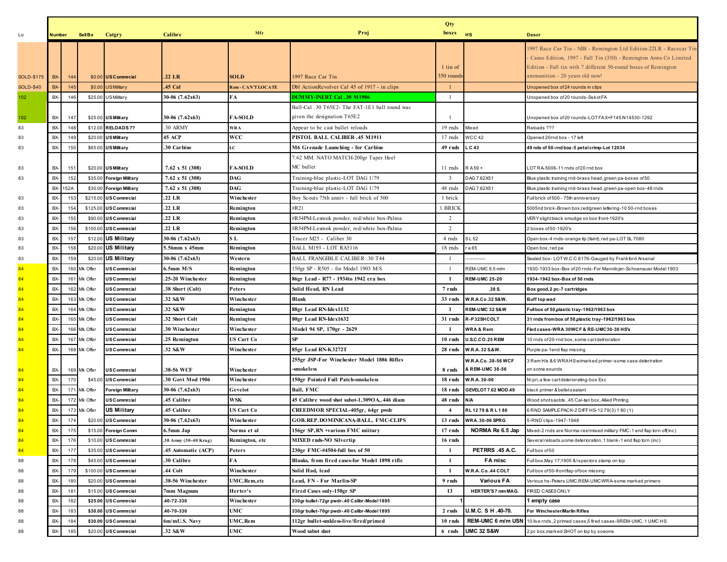| Lo | Number | | Sell Bx | Catgry | Calibre | Mfr | Proj | Qty boxes | HS | Descr |
|---|---|---|---|---|---|---|---|---|---|---|
| SOLD-$175 | BX- | 144 | $0.00 | US Commrcial | .22 LR | SOLD | 1997 Race Car Tin | 1 tin of 350 rounds | | 1997 Race Car Tin - NIB - Remington Ltd Edition-22LR - Racecar Tin - Camo Edition, 1997 - Full Tin (350) - Remington Arms Co Limited Edition - Full tin with 7 different 50-round boxes of Remington ammunition - 20 years old now! |
| SOLD-$40 | BX- | 145 | $0.00 | US Military | .45 Cal | Rem - CAN'T LOCATE | Dbl ActionRevolver Cal 45 of 1917 - in clips | 1 | | Unopened box of 24 rounds in clips |
| 102 | BX- | 146 | $25.00 | US Military | 30-06 (7.62x63) | FA | DUMMY-INERT Cal .30 M1906 | 1 | | Unopened box of 20 rounds-Sskot FA |
| 102 | BX- | 147 | $25.00 | US Military | 30-06 (7.62x63) | FA-SOLD | Ball-Cal .30 T65E2- The FAT-1E1 ball round was given the designation T65E2 | 1 | | Unopened box of 20 rounds-LOT FAX+F145:N14530-1292 |
| 83 | BX- | 148 | $12.00 | RELOADS ?? | .30 ARMY | WRA | Appear to be cast bullet reloads | 19 rnds | Mixed | Reloads ??? |
| 83 | BX- | 149 | $20.00 | US Military | 45 ACP | WCC | PISTOL BALL CALIBER .45 M1911 | 17 rnds | WCC 42 | Opened 20rnd box - 17 left |
| 83 | BX- | 150 | $65.00 | US Military | .30 Carbine | LC | M6 Grenade Launching - for Carbine | 49 rnds | LC 43 | 49 nds of 50-rnd boz-5 petal crimp-Lot 12034 |
| 83 | BX- | 151 | $20.00 | US Military | 7.62 x 51 (308) | FA-SOLD | 7.62 MM. NATO MATCH-200gr Taper Heel MC bullet | 11 rnds | RA 59 + | LOT RA-5006-11 rnds of 20 rnd box |
| 83 | BX- | 152 | $35.00 | Foreign Military | 7.62 x 51 (308) | DAG | Training-blue plastic-LOT DAG 1/79 | 3 | DAG 7.62X51 | Blue plastic training rnd-brass head, green pa-boxes of 50 |
| | BX- | 152A | $30.00 | Foreign Military | 7.62 x 51 (308) | DAG | Training-blue plastic-LOT DAG 1/79 | 48 rnds | DAG 7.62X51 | Blue plastic training rnd-brass head, green pa-open box-48 rnds |
| 83 | BX- | 153 | $215.00 | US Commrcial | .22 LR | Winchester | Boy Scouts 75th anniv - full brick of 500 | 1 brick | | Full brick of 500 - 75th anniversary |
| 83 | BX- | 154 | $125.00 | US Commrcial | .22 LR | Remington | #R21 | 1 BRICK | | 5005nd brick-Brown box,red/green lettering-10 50-rnd boxes |
| 83 | BX- | 155 | $90.00 | US Commrcial | .22 LR | Remington | #R54PM-Lesmok powder, red/white box-Palma | 2 | | VERY slight black smudge on box front-1920's |
| 83 | BX- | 156 | $100.00 | US Commrcial | .22 LR | Remington | #R54PM-Lesmok powder, red/white box-Palma | 2 | | 2 boxes of 50-1920's |
| 83 | BX- | 157 | $12.00 | US Military | 30-06 (7.62x63) | S L | Tracer M25 - Caliber 30 | 4 rnds | SL 52 | Open box-4 rnds-orange tip (faint), red pa-LOT SL 7080 |
| 83 | BX- | 158 | $20.00 | US Military | 5.56mm x 45mm | Remington | BALL M193 - LOT RA5116 | 18 rnds | r a 65 | Open box, red pa |
| 83 | BX- | 159 | $20.00 | US Military | 30-06 (7.62x63) | Western | BALL FRANGIBLE CALIBER .30 T44 | 1 | ----------- | Sealed box- LOT W.C.C.6176-Gauged by Frankford Arsenal |
| 84 | BX- | 160 | Mk Offer | US Commrcial | 6.5mm M/S | Remington | 150gr SP - R505 - for Model 1903 M/S | 1 | REM-UMC 6.5 m/m | 1930-1933 box-Box of 20 rnds-For Mannlicjer-Schoenauer Model 1903 |
| 84 | BX- | 161 | Mk Offer | US Commrcial | .25-20 Winchester | Remington | 86gr Lead - R77 - 1934to 1942 era box | 1 | REM-UMC 25-20 | 1934-1942 box-Box of 50 rnds |
| 84 | BX- | 162 | Mk Offer | US Commrcial | .38 Short (Colt) | Peters | Solid Head, RN Lead | 7 rnds | .38 S. | Box good, 2 pc-7 cartridges |
| 84 | BX- | 163 | Mk Offer | US Commrcial | .32 S&W | Winchester | Blank | 33 rnds | W.R.A.Co .32 S&W. | Buff top wad |
| 84 | BX- | 164 | Mk Offer | US Commrcial | .32 S&W | Remington | 88gr Lead RN-Idex1132 | 1 | REM-UMC 32 S&W | Full box of 50, plastic tray-1962/1963 box |
| 84 | BX- | 165 | Mk Offer | US Commrcial | .32 Short Colt | Remington | 80gr Lead RN-Idex1632 | 31 rnds | R-P 32SHCOLT | 31 rnds from box of 50, plastic tray-1962/1963 box |
| 84 | BX- | 166 | Mk Offer | US Commrcial | .30 Winchester | Winchester | Model 94 SP, 170gr - 2629 | 1 | WRA & Rem | Fied cases-WRA 30WCF & RE-UMC30-30 HS's |
| 84 | BX- | 167 | Mk Offer | US Commrcial | .25 Remington | US Cart Co | SP | 10 rnds | U.S.C.CO.25 REM | 10 rnds of 20-rnd box, some cart detrioration |
| 84 | BX- | 168 | Mk Offer | US Commrcial | .32 S&W | Winchester | 85gr Lead RN-K3272T | 28 rnds | W.R.A. 32 S&W. | Purple pa-1end flap missing |
| 84 | BX- | 169 | Mk Offer | US Commrcial | .38-56 WCF | Winchester | 255gr JSP-For Winchester Model 1886 Rifles -smokeless | 8 rnds | W.R.A.Co..38-56 WCF & REM-UMC 38-56 | 3 Rem H/s & 6 WRA HS w/marked primer-some case deteriration on some eounds |
| 84 | BX- | 170 | $45.00 | US Commrcial | .30 Govt Mod 1906 | Winchester | 150gr Pointed Full Patch-smokeless | 18 rnds | W.R.A.30-06 | Ni pri, a few cart deteriorating-box Exc |
| 84 | BX- | 171 | Mk Offer | Foreign Military | 30-06 (7.62x63) | Gevelot | Ball, FMC | 18 rnds | GEVELOT 7.62 MOD.49 | black primer & bellet sealant |
| 84 | BX- | 172 | Mk Offer | US Commrcial | .45 Calibre | WSK | 45 Calibre wood shot sabot-1.309OA,.446 diam | 48 rnds | N/A | Wood shot saobts, .45 Cal-tan box, Allied Printing |
| 84 | BX- | 173 | Mk Offer | US Military | .45 Calibre | US Cart Co | CREEDMOR SPECIAL-405gr, 64gr pwdr | 4 | RL 12 79 & R L 1 80 | 6 RND SAMPLE PACK-2 DIFF HS-12 79(3) 1 80 (1) |
| 84 | BX- | 174 | $20.00 | US Commrcial | 30-06 (7.62x63) | Winchester | GOB.REP.DOMINICANA-BALL, FMC-CLIPS | 13 rnds | WRA.30-06 SPRG | 5-RND clips-1947-1948 |
| 84 | BX- | 175 | $15.00 | Foreign Comm | 6.5mm Jap | Norma et al | 156gr SP, RN +various FMC miitary | 17 rnds | NORMA Re 6.5 Jap | Mixed-2 rnds are Norma-rest mixed military FMC-1 end flap torn off(inc) |
| 84 | BX- | 176 | $10.00 | US Commrcial | .30 Army (30-40 Krag) | Remington, etc | MIXED rnds-NO Silvertip | 16 rnds | | Several reloads, some deterioration, 1 blank-1 end flap torn (inc) |
| 84 | BX- | 177 | $35.00 | US Commrcial | .45 Automatic (ACP) | Peters | 230gr FMC-#4504-full box of 50 | 1 | PETRRS .45 A.C. | Full box of 50 |
| 88 | BX- | 178 | $45.00 | US Commrcial | .30 Calibre | FA | Blanks, from fired cases-for Model 1898 rifle | 1 | FA misc | Full box, May 17, 1905 & Ispectors stamp on top |
| 88 | BX- | 179 | $100.00 | US Commrcial | .44 Colt | Winchester | Solid Had, lead | 1 | W.R.A. Co. .44 COLT | Full box of 50-front flap of box missing |
| 88 | BX- | 180 | $20.00 | US Commrcial | .38-56 Winchester | UMC, Rem, etc | Lead, FN - For Marlin-SP | 9 rnds | Various FA | Vsrious hs-Peters, UMC, REM-UMC WRA-some marked primers |
| 88 | BX- | 181 | $15.00 | US Commrcial | 7mm Magnum | Herter's | Fired Cases only-150gr SP | 13 | HERTER'S 7 mm MAG. | FIRED CASES ONLY |
| 88 | BX- | 182 | $25.00 | US Commrcial | .40-72-330 | Winchester | 330gr bullet-72gr pwdr-.40 Calibr-Model 1895 | 1 | | 1 empty case |
| 88 | BX- | 183 | $30.00 | US Commrcial | .40-70-330 | UMC | 330gr bullet-70gr pwdr-.40 Calibr-Model 1895 | 2 rnds | U.M.C. S H .40-70. | For Winchester/Marlin Rifles |
| 88 | BX- | 184 | $30.00 | US Commrcial | 6m/mU.S. Navy | UMC, Rem | 112gr bullet-smkless-live/fired/primed | 10 rnds | REM-UMC 6 m/m USN | 10 live rnds, 2 primed cases, 5 fired cases-9REM-UMC, 1 UMC HS |
| 88 | BX- | 185 | $20.00 | US Commrcial | .32 S&W | UMC | Wood sabot shot | 6 rnds | UMC 32 S&W | 2 pc box, marked SHOT on top by soeone |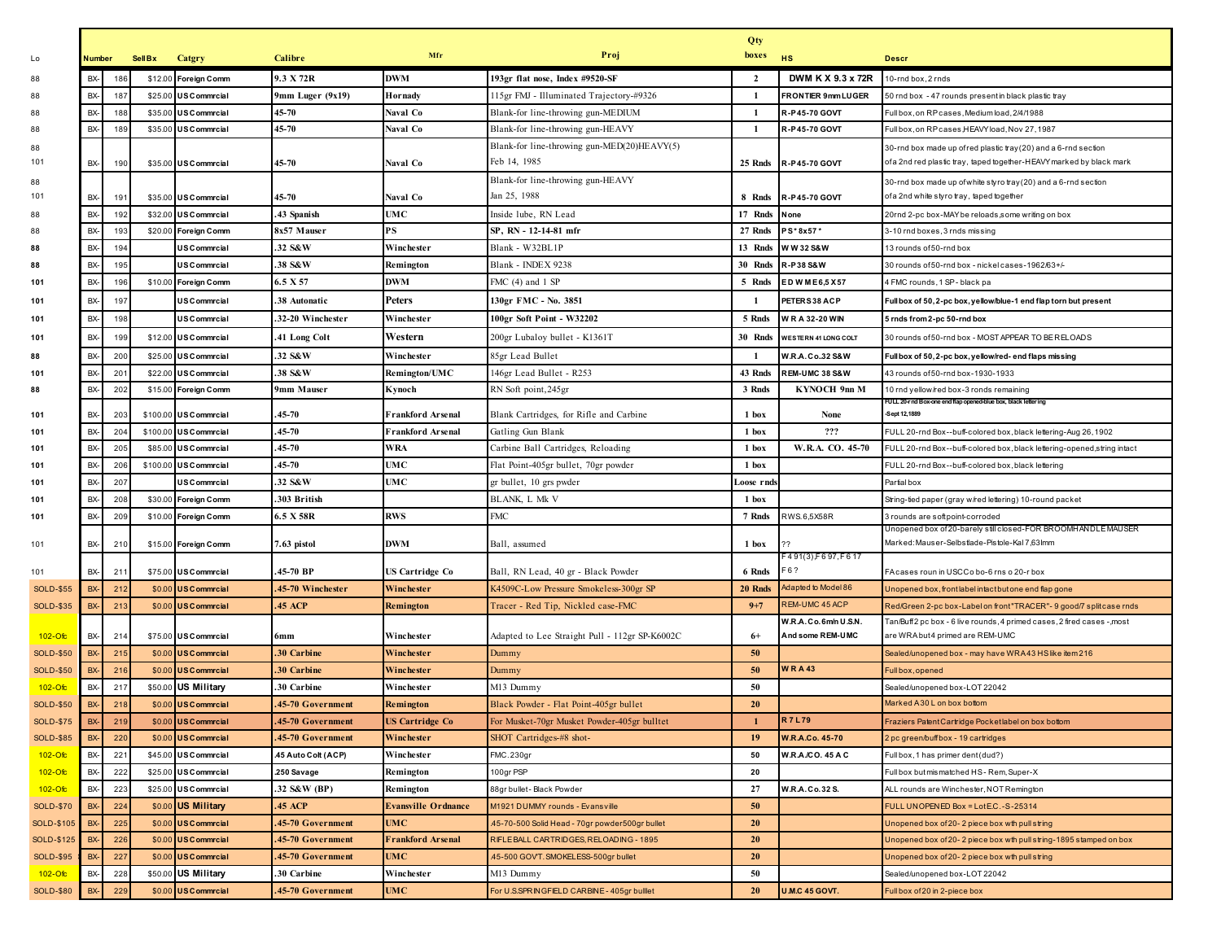| Lo | Number | | Sell Bx | Catgry | Calibre | Mfr | Proj | Qty boxes | HS | Descr |
|---|---|---|---|---|---|---|---|---|---|---|
| 88 | BX- | 186 | $12.00 | Foreign Comm | 9.3 X 72R | DWM | 193gr flat nose, Index #9520-SF | 2 | DWM K X 9.3 x 72R | 10-rnd box, 2 rnds |
| 88 | BX- | 187 | $25.00 | US Commrcial | 9mm Luger (9x19) | Hornady | 115gr FMJ - Illuminated Trajectory-#9326 | 1 | FRONTIER 9mm LUGER | 50 rnd box - 47 rounds present in black plastic tray |
| 88 | BX- | 188 | $35.00 | US Commrcial | 45-70 | Naval Co | Blank-for line-throwing gun-MEDIUM | 1 | R-P 45-70 GOVT | Full box, on RP cases, Medium load, 2/4/1988 |
| 88 | BX- | 189 | $35.00 | US Commrcial | 45-70 | Naval Co | Blank-for line-throwing gun-HEAVY | 1 | R-P 45-70 GOVT | Full box, on RP cases, HEAVY load, Nov 27, 1987 |
| 88 101 | BX- | 190 | $35.00 | US Commrcial | 45-70 | Naval Co | Blank-for line-throwing gun-MED(20)HEAVY(5) Feb 14, 1985 | 25 Rnds | R-P 45-70 GOVT | 30-rnd box made up of red plastic tray(20) and a 6-rnd section of a 2nd red plastic tray, taped together-HEAVY marked by black mark |
| 88 101 | BX- | 191 | $35.00 | US Commrcial | 45-70 | Naval Co | Blank-for line-throwing gun-HEAVY Jan 25, 1988 | 8 Rnds | R-P 45-70 GOVT | 30-rnd box made up of white styro tray(20) and a 6-rnd section of a 2nd white styro tray, taped together |
| 88 | BX- | 192 | $32.00 | US Commrcial | .43 Spanish | UMC | Inside lube, RN Lead | 17 Rnds | None | 20rnd 2-pc box-MAY be reloads, some writing on box |
| 88 | BX- | 193 | $20.00 | Foreign Comm | 8x57 Mauser | PS | SP, RN - 12-14-81 mfr | 27 Rnds | P S * 8x57 * | 3-10 rnd boxes, 3 rnds missing |
| 88 | BX- | 194 | | US Commrcial | .32 S&W | Winchester | Blank - W32BL1P | 13 Rnds | W W 32 S&W | 13 rounds of 50-rnd box |
| 88 | BX- | 195 | | US Commrcial | .38 S&W | Remington | Blank - INDEX 9238 | 30 Rnds | R-P 38 S&W | 30 rounds of 50-rnd box - nickel cases-1962/63+/- |
| 101 | BX- | 196 | $10.00 | Foreign Comm | 6.5 X 57 | DWM | FMC (4) and 1 SP | 5 Rnds | E D W M E 6,5 X 57 | 4 FMC rounds, 1 SP- black pa |
| 101 | BX- | 197 | | US Commrcial | .38 Automatic | Peters | 130gr FMC - No. 3851 | 1 | PETERS 38 ACP | Full box of 50, 2-pc box, yellow/blue-1 end flap torn but present |
| 101 | BX- | 198 | | US Commrcial | .32-20 Winchester | Winchester | 100gr Soft Point - W32202 | 5 Rnds | W R A 32-20 WIN | 5 rnds from 2-pc 50-rnd box |
| 101 | BX- | 199 | $12.00 | US Commrcial | .41 Long Colt | Western | 200gr Lubaloy bullet - K1361T | 30 Rnds | WESTERN 41 LONG COLT | 30 rounds of 50-rnd box - MOST APPEAR TO BE RELOADS |
| 88 | BX- | 200 | $25.00 | US Commrcial | .32 S&W | Winchester | 85gr Lead Bullet | 1 | W.R.A. Co.32 S&W | Full box of 50, 2-pc box, yellow/red- end flaps missing |
| 101 | BX- | 201 | $22.00 | US Commrcial | .38 S&W | Remington/UMC | 146gr Lead Bullet - R253 | 43 Rnds | REM-UMC 38 S&W | 43 rounds of 50-rnd box-1930-1933 |
| 88 | BX- | 202 | $15.00 | Foreign Comm | 9mm Mauser | Kynoch | RN Soft point, 245gr | 3 Rnds | KYNOCH 9nn M | 10 rnd yellow/red box-3 rounds remaining |
| 101 | BX- | 203 | $100.00 | US Commrcial | .45-70 | Frankford Arsenal | Blank Cartridges, for Rifle and Carbine | 1 box | None | FULL 20-rnd Box-one end flap opened-blue box, black lettering -Sept 12,1889 |
| 101 | BX- | 204 | $100.00 | US Commrcial | .45-70 | Frankford Arsenal | Gatling Gun Blank | 1 box | ??? | FULL 20-rnd Box--buff-colored box, black lettering-Aug 26,1902 |
| 101 | BX- | 205 | $85.00 | US Commrcial | .45-70 | WRA | Carbine Ball Cartridges, Reloading | 1 box | W.R.A. CO. 45-70 | FULL 20-rnd Box--buff-colored box, black lettering-opened, string intact |
| 101 | BX- | 206 | $100.00 | US Commrcial | .45-70 | UMC | Flat Point-405gr bullet, 70gr powder | 1 box | | FULL 20-rnd Box--buff-colored box, black lettering |
| 101 | BX- | 207 | | US Commrcial | .32 S&W | UMC | gr bullet, 10 grs pwder | Loose rnds | | Partial box |
| 101 | BX- | 208 | $30.00 | Foreign Comm | .303 British | | BLANK, L Mk V | 1 box | | String-tied paper (gray w/red lettering) 10-round packet |
| 101 | BX- | 209 | $10.00 | Foreign Comm | 6.5 X 58R | RWS | FMC | 7 Rnds | RWS.6,5X58R | 3 rounds are softpoint-corroded |
| 101 | BX- | 210 | $15.00 | Foreign Comm | 7.63 pistol | DWM | Ball, assumed | 1 box | ?? | Unopened box of 20-barely still closed-FOR BROOMHANDLE MAUSER Marked: Mauser-Selbstlade-Pistole-Kal 7,63lmm |
| 101 | BX- | 211 | $75.00 | US Commrcial | .45-70 BP | US Cartridge Co | Ball, RN Lead, 40 gr - Black Powder | 6 Rnds | F 4 91(3),F 6 97, F 6 17 F 6 ? | FA cases roun in USCCo bo-6 rns o 20-r box |
| SOLD-$55 | BX- | 212 | $0.00 | US Commrcial | .45-70 Winchester | Winchester | K4509C-Low Pressure Smokeless-300gr SP | 20 Rnds | Adapted to Model 86 | Unopened box, front label intact but one end flap gone |
| SOLD-$35 | BX- | 213 | $0.00 | US Commrcial | .45 ACP | Remington | Tracer - Red Tip, Nickled case-FMC | 9+7 | REM-UMC 45 ACP | Red/Green 2-pc box-Label on front "TRACER"- 9 good/7 split case rnds |
| 102-Ofc | BX- | 214 | $75.00 | US Commrcial | 6mm | Winchester | Adapted to Lee Straight Pull - 112gr SP-K6002C | 6+ | W.R.A. Co. 6m/n U.S.N. And some REM-UMC | Tan/Buff 2 pc box - 6 live rounds, 4 primed cases, 2 fired cases -,most are WRA but 4 primed are REM-UMC |
| SOLD-$50 | BX- | 215 | $0.00 | US Commrcial | .30 Carbine | Winchester | Dummy | 50 | | Sealed/unopened box - may have WRA 43 HS like item 216 |
| SOLD-$50 | BX- | 216 | $0.00 | US Commrcial | .30 Carbine | Winchester | Dummy | 50 | W R A 43 | Full box, opened |
| 102-Ofc | BX- | 217 | $50.00 | US Military | .30 Carbine | Winchester | M13 Dummy | 50 | | Sealed/unopened box-LOT 22042 |
| SOLD-$50 | BX- | 218 | $0.00 | US Commrcial | .45-70 Government | Remington | Black Powder - Flat Point-405gr bullet | 20 | | Marked A30 L on box bottom |
| SOLD-$75 | BX- | 219 | $0.00 | US Commrcial | .45-70 Government | US Cartridge Co | For Musket-70gr Musket Powder-405gr bulltet | 1 | R 7 L 79 | Fraziers Patent Cartridge Pocket label on box bottom |
| SOLD-$85 | BX- | 220 | $0.00 | US Commrcial | .45-70 Government | Winchester | SHOT Cartridges-#8 shot- | 19 | W.R.A.Co. 45-70 | 2 pc green/buff box - 19 cartridges |
| 102-Ofc | BX- | 221 | $45.00 | US Commrcial | .45 Auto Colt (ACP) | Winchester | FMC.230gr | 50 | W.R.A./CO. 45 A C | Full box, 1 has primer dent(dud?) |
| 102-Ofc | BX- | 222 | $25.00 | US Commrcial | .250 Savage | Remington | 100gr PSP | 20 | | Full box but mismatched HS - Rem, Super-X |
| 102-Ofc | BX- | 223 | $25.00 | US Commrcial | .32 S&W (BP) | Remington | 88gr bullet- Black Powder | 27 | W.R.A. Co. 32 S. | ALL rounds are Winchester, NOT Remington |
| SOLD-$70 | BX- | 224 | $0.00 | US Military | .45 ACP | Evansville Ordnance | M1921 DUMMY rounds - Evansville | 50 | | FULL UNOPENED Box = Lot E.C.-S-25314 |
| SOLD-$105 | BX- | 225 | $0.00 | US Commrcial | .45-70 Government | UMC | .45-70-500 Solid Head - 70gr powder500gr bullet | 20 | | Unopened box of 20- 2 piece box with pull string |
| SOLD-$125 | BX- | 226 | $0.00 | US Commrcial | .45-70 Government | Frankford Arsenal | RIFLE BALL CARTRIDGES, RELOADING - 1895 | 20 | | Unopened box of 20- 2 piece box with pull string-1895 stamped on box |
| SOLD-$95 | BX- | 227 | $0.00 | US Commrcial | .45-70 Government | UMC | .45-500 GOVT. SMOKELESS-500gr bullet | 20 | | Unopened box of 20- 2 piece box with pull string |
| 102-Ofc | BX- | 228 | $50.00 | US Military | .30 Carbine | Winchester | M13 Dummy | 50 | | Sealed/unopened box-LOT 22042 |
| SOLD-$80 | BX- | 229 | $0.00 | US Commrcial | .45-70 Government | UMC | For U.S.SPRINGFIELD CARBINE - 405gr bulllet | 20 | U.M.C 45 GOVT. | Full box of 20 in 2-piece box |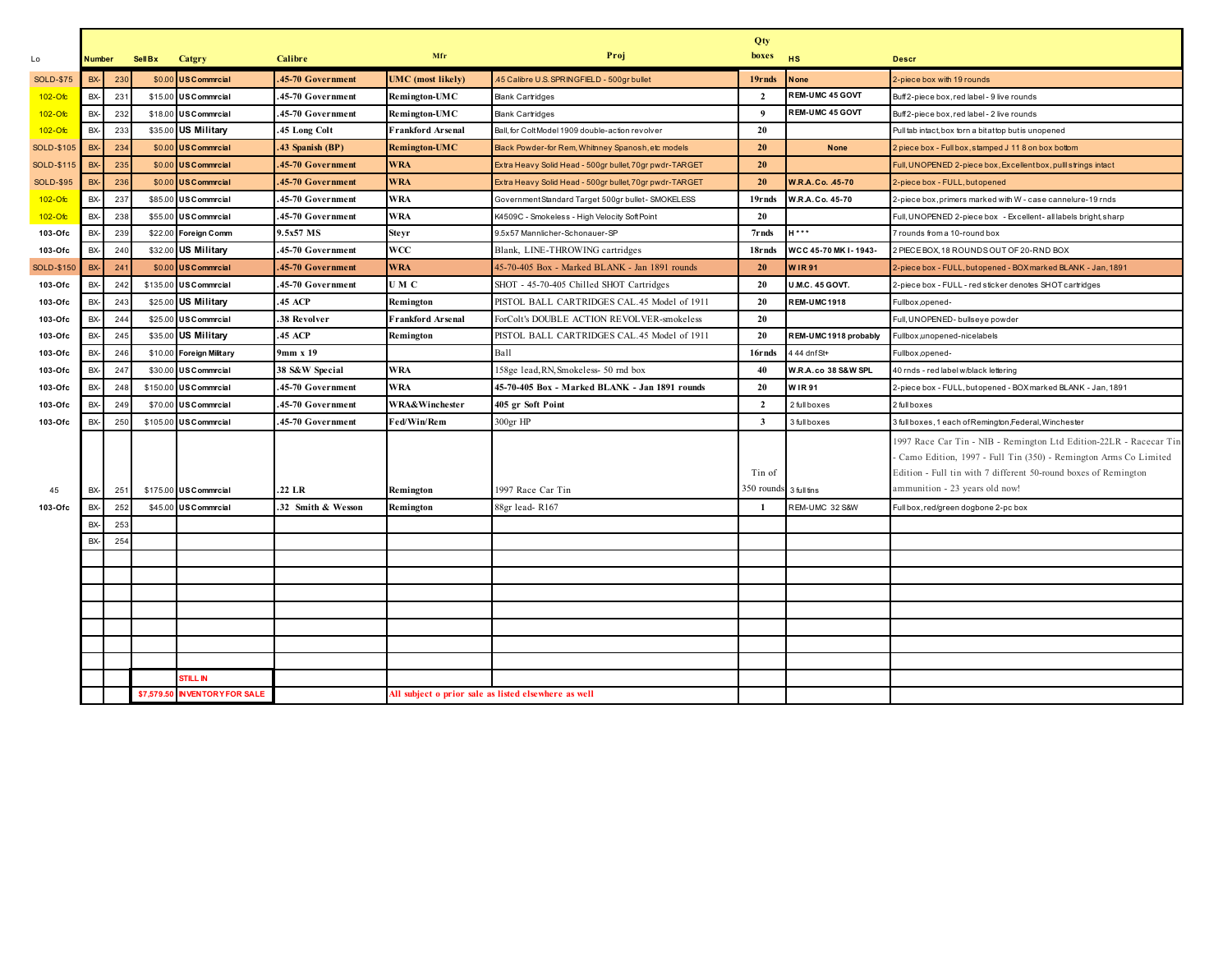| Lo | Number | | Sell Bx | Catgry | Calibre | Mfr | Proj | Qty boxes | HS | Descr |
|---|---|---|---|---|---|---|---|---|---|---|
| SOLD-$75 | BX- | 230 | $0.00 | US Commrcial | .45-70 Government | UMC (most likely) | .45 Calibre U.S. SPRINGFIELD - 500gr bullet | 19rnds | None | 2-piece box with 19 rounds |
| 102-Ofc | BX- | 231 | $15.00 | US Commrcial | .45-70 Government | Remington-UMC | Blank Cartridges | 2 | REM-UMC 45 GOVT | Buff 2-piece box, red label - 9 live rounds |
| 102-Ofc | BX- | 232 | $18.00 | US Commrcial | .45-70 Government | Remington-UMC | Blank Cartridges | 9 | REM-UMC 45 GOVT | Buff 2-piece box, red label - 2 live rounds |
| 102-Ofc | BX- | 233 | $35.00 | US Military | .45 Long Colt | Frankford Arsenal | Ball, for Colt Model 1909 double-action revolver | 20 | | Pull tab intact, box torn a bit at top but is unopened |
| SOLD-$105 | BX- | 234 | $0.00 | US Commrcial | .43 Spanish (BP) | Remington-UMC | Black Powder-for Rem, Whitnney Spanosh, etc models | 20 | None | 2 piece box - Full box, stamped J 11 8 on box bottom |
| SOLD-$115 | BX- | 235 | $0.00 | US Commrcial | .45-70 Government | WRA | Extra Heavy Solid Head - 500gr bullet, 70gr pwdr-TARGET | 20 | | Full, UNOPENED 2-piece box, Excellent box, pulll strings intact |
| SOLD-$95 | BX- | 236 | $0.00 | US Commrcial | .45-70 Government | WRA | Extra Heavy Solid Head - 500gr bullet, 70gr pwdr-TARGET | 20 | W.R.A. Co. .45-70 | 2-piece box - FULL, but opened |
| 102-Ofc | BX- | 237 | $85.00 | US Commrcial | .45-70 Government | WRA | Government Standard Target 500gr bullet - SMOKELESS | 19rnds | W.R.A. Co. 45-70 | 2-piece box, primers marked with W - case cannelure-19 rnds |
| 102-Ofc | BX- | 238 | $55.00 | US Commrcial | .45-70 Government | WRA | K4509C - Smokeless - High Velocity Soft Point | 20 | | Full, UNOPENED 2-piece box - Excellent - all labels bright, sharp |
| 103-Ofc | BX- | 239 | $22.00 | Foreign Comm | 9.5x57 MS | Steyr | 9.5x57 Mannlicher-Schonauer-SP | 7rnds | H * * * | 7 rounds from a 10-round box |
| 103-Ofc | BX- | 240 | $32.00 | US Military | .45-70 Government | WCC | Blank, LINE-THROWING cartridges | 18rnds | WCC 45-70 MK I - 1943- | 2 PIECE BOX, 18 ROUNDS OUT OF 20-RND BOX |
| SOLD-$150 | BX- | 241 | $0.00 | US Commrcial | .45-70 Government | WRA | 45-70-405 Box - Marked BLANK - Jan 1891 rounds | 20 | W I R 91 | 2-piece box - FULL, but opened - BOX marked BLANK - Jan, 1891 |
| 103-Ofc | BX- | 242 | $135.00 | US Commrcial | .45-70 Government | U M C | SHOT - 45-70-405 Chilled SHOT Cartridges | 20 | U.M.C. 45 GOVT. | 2-piece box - FULL - red sticker denotes SHOT cartridges |
| 103-Ofc | BX- | 243 | $25.00 | US Military | .45 ACP | Remington | PISTOL BALL CARTRIDGES CAL.45 Model of 1911 | 20 | REM-UMC 1918 | Full box, opened- |
| 103-Ofc | BX- | 244 | $25.00 | US Commrcial | .38 Revolver | Frankford Arsenal | For Colt's DOUBLE ACTION REVOLVER-smokeless | 20 | | Full, UNOPENED- bullseye powder |
| 103-Ofc | BX- | 245 | $35.00 | US Military | .45 ACP | Remington | PISTOL BALL CARTRIDGES CAL.45 Model of 1911 | 20 | REM-UMC 1918 probably | Full box, unopened-nice labels |
| 103-Ofc | BX- | 246 | $10.00 | Foreign Military | 9mm x 19 | | Ball | 16rnds | 4 44 dnf St+ | Full box, opened- |
| 103-Ofc | BX- | 247 | $30.00 | US Commrcial | 38 S&W Special | WRA | 158ge lead, RN, Smokeless- 50 rnd box | 40 | W.R.A.co 38 S&W SPL | 40 rnds - red label w/black lettering |
| 103-Ofc | BX- | 248 | $150.00 | US Commrcial | .45-70 Government | WRA | 45-70-405 Box - Marked BLANK - Jan 1891 rounds | 20 | W I R 91 | 2-piece box - FULL, but opened - BOX marked BLANK - Jan, 1891 |
| 103-Ofc | BX- | 249 | $70.00 | US Commrcial | .45-70 Government | WRA&Winchester | 405 gr Soft Point | 2 | 2 full boxes | 2 full boxes |
| 103-Ofc | BX- | 250 | $105.00 | US Commrcial | .45-70 Government | Fed/Win/Rem | 300gr HP | 3 | 3 full boxes | 3 full boxes, 1 each of Remington, Federal, Winchester |
| 45 | BX- | 251 | $175.00 | US Commrcial | .22 LR | Remington | 1997 Race Car Tin | Tin of 350 rounds | 3 full tins | 1997 Race Car Tin - NIB - Remington Ltd Edition-22LR - Racecar Tin - Camo Edition, 1997 - Full Tin (350) - Remington Arms Co Limited Edition - Full tin with 7 different 50-round boxes of Remington ammunition - 23 years old now! |
| 103-Ofc | BX- | 252 | $45.00 | US Commrcial | .32 Smith & Wesson | Remington | 88gr lead- R167 | 1 | REM-UMC 32 S&W | Full box, red/green dogbone 2-pc box |
| | BX- | 253 | | | | | | | | |
| | BX- | 254 | | | | | | | | |
| | | | | STILL IN | | | | | | |
| | | | $7,579.50 | INVENTORY FOR SALE | | All subject o prior sale as listed elsewhere as well | | | | |